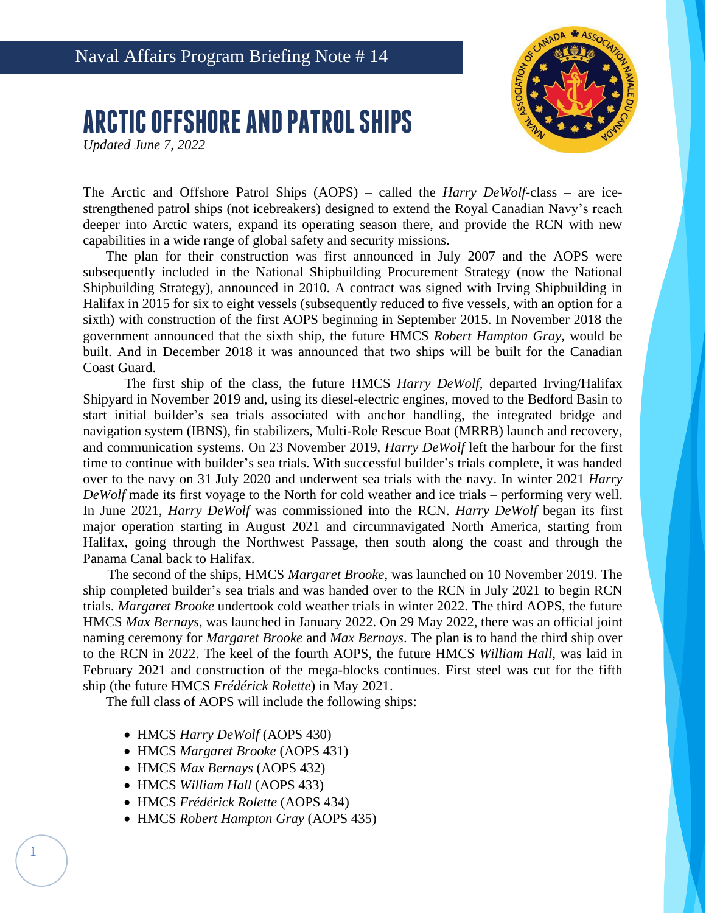Naval Affairs Program Briefing Note # 14

# ARCTIC OFFSHORE AND PATROL SHIPS

*Updated June 7, 2022*

The Arctic and Offshore Patrol Ships (AOPS) – called the *Harry DeWolf*-class – are ice-strengthened patrol ships (not icebreakers) designed to extend the Royal Canadian Navy's reach deeper into Arctic waters, expand its operating season there, and provide the RCN with new capabilities in a wide range of global safety and security missions.

The plan for their construction was first announced in July 2007 and the AOPS were subsequently included in the National Shipbuilding Procurement Strategy (now the National Shipbuilding Strategy), announced in 2010. A contract was signed with Irving Shipbuilding in Halifax in 2015 for six to eight vessels (subsequently reduced to five vessels, with an option for a sixth) with construction of the first AOPS beginning in September 2015. In November 2018 the government announced that the sixth ship, the future HMCS *Robert Hampton Gray*, would be built. And in December 2018 it was announced that two ships will be built for the Canadian Coast Guard.

The first ship of the class, the future HMCS *Harry DeWolf*, departed Irving/Halifax Shipyard in November 2019 and, using its diesel-electric engines, moved to the Bedford Basin to start initial builder's sea trials associated with anchor handling, the integrated bridge and navigation system (IBNS), fin stabilizers, Multi-Role Rescue Boat (MRRB) launch and recovery, and communication systems. On 23 November 2019, *Harry DeWolf* left the harbour for the first time to continue with builder's sea trials. With successful builder's trials complete, it was handed over to the navy on 31 July 2020 and underwent sea trials with the navy. In winter 2021 *Harry DeWolf* made its first voyage to the North for cold weather and ice trials – performing very well. In June 2021, *Harry DeWolf* was commissioned into the RCN. *Harry DeWolf* began its first major operation starting in August 2021 and circumnavigated North America, starting from Halifax, going through the Northwest Passage, then south along the coast and through the Panama Canal back to Halifax.

The second of the ships, HMCS *Margaret Brooke*, was launched on 10 November 2019. The ship completed builder's sea trials and was handed over to the RCN in July 2021 to begin RCN trials. *Margaret Brooke* undertook cold weather trials in winter 2022. The third AOPS, the future HMCS *Max Bernays*, was launched in January 2022. On 29 May 2022, there was an official joint naming ceremony for *Margaret Brooke* and *Max Bernays*. The plan is to hand the third ship over to the RCN in 2022. The keel of the fourth AOPS, the future HMCS *William Hall*, was laid in February 2021 and construction of the mega-blocks continues. First steel was cut for the fifth ship (the future HMCS *Frédérick Rolette*) in May 2021.

The full class of AOPS will include the following ships:

- HMCS *Harry DeWolf* (AOPS 430)
- HMCS *Margaret Brooke* (AOPS 431)
- HMCS *Max Bernays* (AOPS 432)
- HMCS *William Hall* (AOPS 433)
- HMCS *Frédérick Rolette* (AOPS 434)
- HMCS *Robert Hampton Gray* (AOPS 435)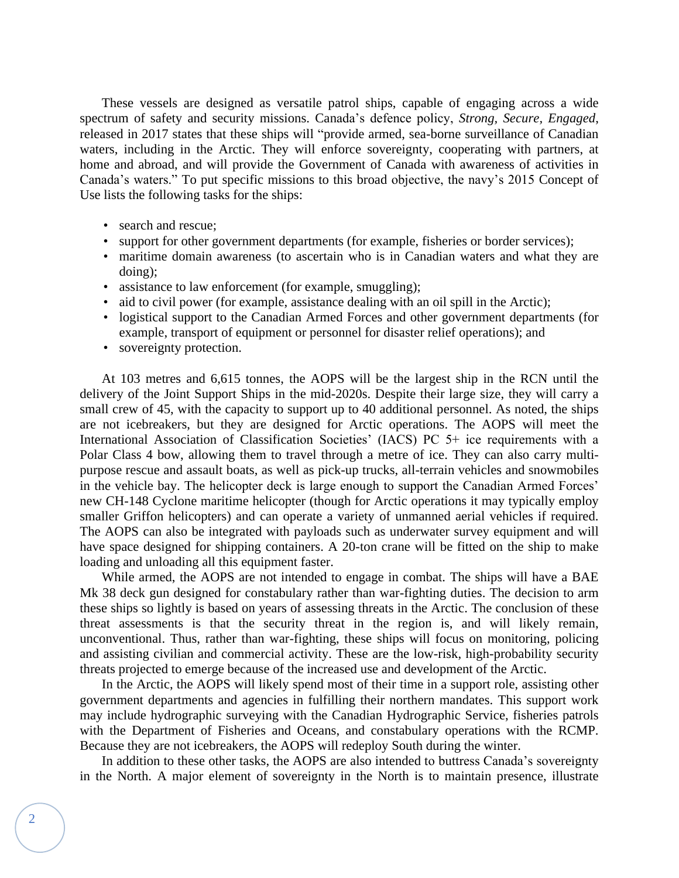These vessels are designed as versatile patrol ships, capable of engaging across a wide spectrum of safety and security missions. Canada's defence policy, *Strong, Secure, Engaged*, released in 2017 states that these ships will "provide armed, sea-borne surveillance of Canadian waters, including in the Arctic. They will enforce sovereignty, cooperating with partners, at home and abroad, and will provide the Government of Canada with awareness of activities in Canada's waters." To put specific missions to this broad objective, the navy's 2015 Concept of Use lists the following tasks for the ships:

- search and rescue;
- support for other government departments (for example, fisheries or border services);
- maritime domain awareness (to ascertain who is in Canadian waters and what they are doing);
- assistance to law enforcement (for example, smuggling);
- aid to civil power (for example, assistance dealing with an oil spill in the Arctic);
- logistical support to the Canadian Armed Forces and other government departments (for example, transport of equipment or personnel for disaster relief operations); and
- sovereignty protection.

At 103 metres and 6,615 tonnes, the AOPS will be the largest ship in the RCN until the delivery of the Joint Support Ships in the mid-2020s. Despite their large size, they will carry a small crew of 45, with the capacity to support up to 40 additional personnel. As noted, the ships are not icebreakers, but they are designed for Arctic operations. The AOPS will meet the International Association of Classification Societies' (IACS) PC 5+ ice requirements with a Polar Class 4 bow, allowing them to travel through a metre of ice. They can also carry multi-purpose rescue and assault boats, as well as pick-up trucks, all-terrain vehicles and snowmobiles in the vehicle bay. The helicopter deck is large enough to support the Canadian Armed Forces' new CH-148 Cyclone maritime helicopter (though for Arctic operations it may typically employ smaller Griffon helicopters) and can operate a variety of unmanned aerial vehicles if required. The AOPS can also be integrated with payloads such as underwater survey equipment and will have space designed for shipping containers. A 20-ton crane will be fitted on the ship to make loading and unloading all this equipment faster.

While armed, the AOPS are not intended to engage in combat. The ships will have a BAE Mk 38 deck gun designed for constabulary rather than war-fighting duties. The decision to arm these ships so lightly is based on years of assessing threats in the Arctic. The conclusion of these threat assessments is that the security threat in the region is, and will likely remain, unconventional. Thus, rather than war-fighting, these ships will focus on monitoring, policing and assisting civilian and commercial activity. These are the low-risk, high-probability security threats projected to emerge because of the increased use and development of the Arctic.

In the Arctic, the AOPS will likely spend most of their time in a support role, assisting other government departments and agencies in fulfilling their northern mandates. This support work may include hydrographic surveying with the Canadian Hydrographic Service, fisheries patrols with the Department of Fisheries and Oceans, and constabulary operations with the RCMP. Because they are not icebreakers, the AOPS will redeploy South during the winter.

In addition to these other tasks, the AOPS are also intended to buttress Canada's sovereignty in the North. A major element of sovereignty in the North is to maintain presence, illustrate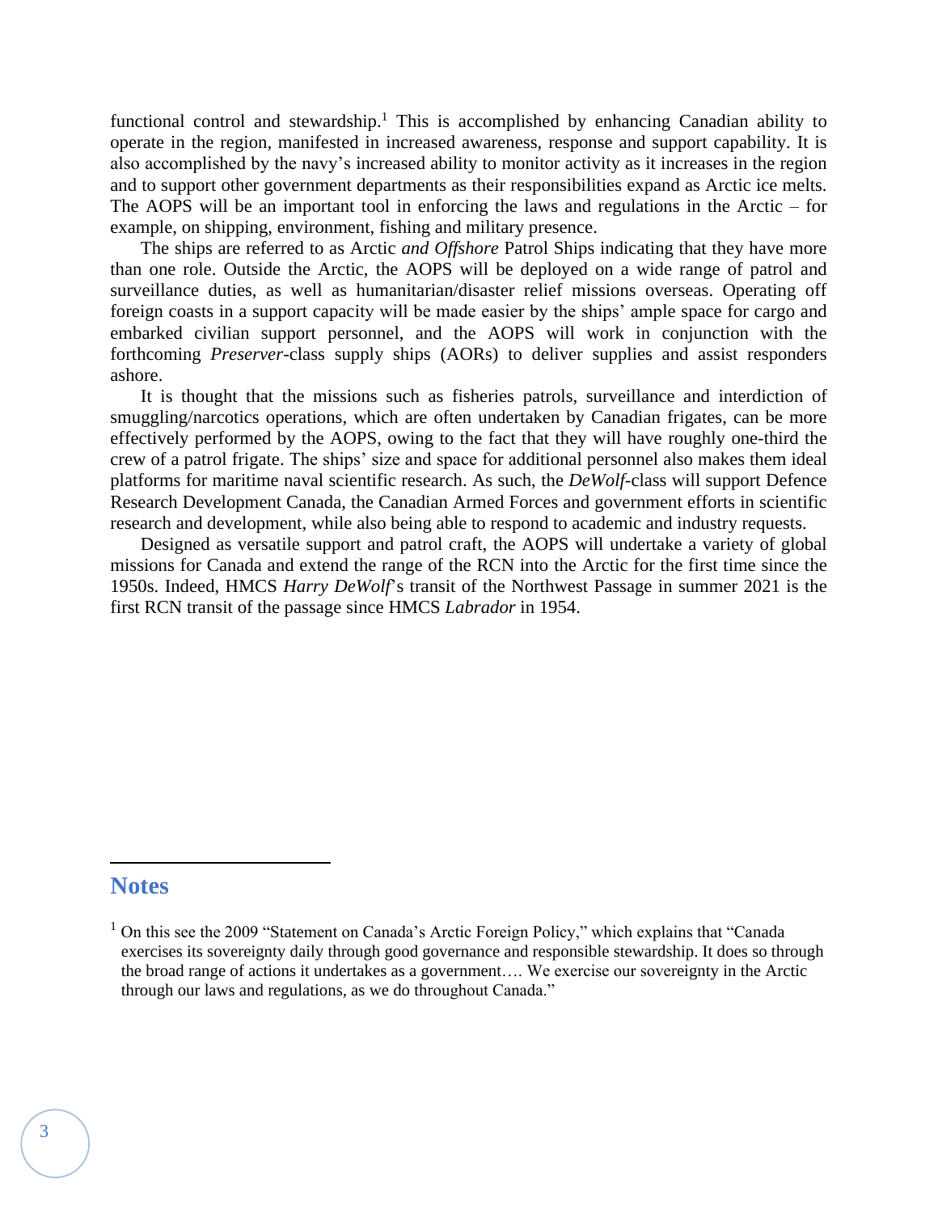functional control and stewardship.[1] This is accomplished by enhancing Canadian ability to operate in the region, manifested in increased awareness, response and support capability. It is also accomplished by the navy's increased ability to monitor activity as it increases in the region and to support other government departments as their responsibilities expand as Arctic ice melts. The AOPS will be an important tool in enforcing the laws and regulations in the Arctic – for example, on shipping, environment, fishing and military presence.

The ships are referred to as Arctic *and Offshore* Patrol Ships indicating that they have more than one role. Outside the Arctic, the AOPS will be deployed on a wide range of patrol and surveillance duties, as well as humanitarian/disaster relief missions overseas. Operating off foreign coasts in a support capacity will be made easier by the ships' ample space for cargo and embarked civilian support personnel, and the AOPS will work in conjunction with the forthcoming *Preserver*-class supply ships (AORs) to deliver supplies and assist responders ashore.

It is thought that the missions such as fisheries patrols, surveillance and interdiction of smuggling/narcotics operations, which are often undertaken by Canadian frigates, can be more effectively performed by the AOPS, owing to the fact that they will have roughly one-third the crew of a patrol frigate. The ships' size and space for additional personnel also makes them ideal platforms for maritime naval scientific research. As such, the *DeWolf*-class will support Defence Research Development Canada, the Canadian Armed Forces and government efforts in scientific research and development, while also being able to respond to academic and industry requests.

Designed as versatile support and patrol craft, the AOPS will undertake a variety of global missions for Canada and extend the range of the RCN into the Arctic for the first time since the 1950s. Indeed, HMCS *Harry DeWolf*'s transit of the Northwest Passage in summer 2021 is the first RCN transit of the passage since HMCS *Labrador* in 1954.

## Notes

[1] On this see the 2009 "Statement on Canada's Arctic Foreign Policy," which explains that "Canada exercises its sovereignty daily through good governance and responsible stewardship. It does so through the broad range of actions it undertakes as a government…. We exercise our sovereignty in the Arctic through our laws and regulations, as we do throughout Canada."